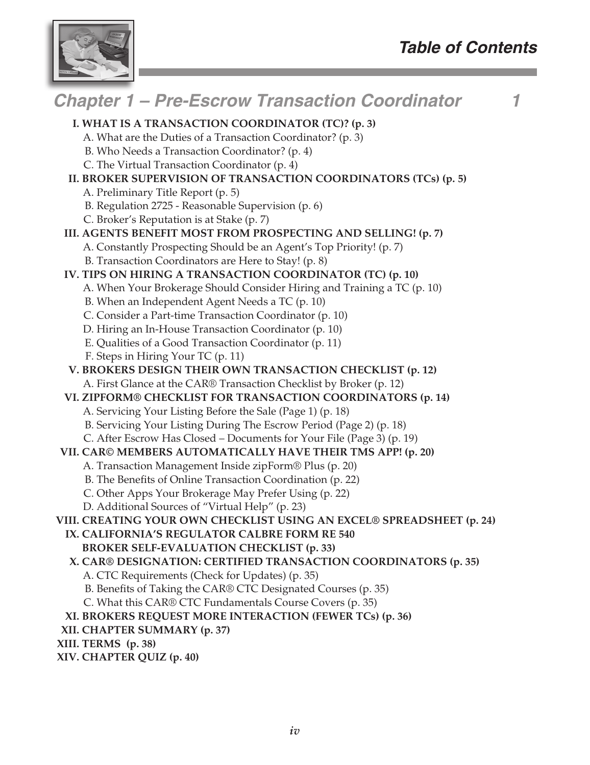# Table of Contents

## Chapter 1 – Pre-Escrow Transaction Coordinator 1

**I. WHAT IS A TRANSACTION COORDINATOR (TC)? (p. 3)**
- A. What are the Duties of a Transaction Coordinator? (p. 3)
- B. Who Needs a Transaction Coordinator? (p. 4)
- C. The Virtual Transaction Coordinator (p. 4)

**II. BROKER SUPERVISION OF TRANSACTION COORDINATORS (TCs) (p. 5)**
- A. Preliminary Title Report (p. 5)
- B. Regulation 2725 - Reasonable Supervision (p. 6)
- C. Broker's Reputation is at Stake (p. 7)

**III. AGENTS BENEFIT MOST FROM PROSPECTING AND SELLING! (p. 7)**
- A. Constantly Prospecting Should be an Agent's Top Priority! (p. 7)
- B. Transaction Coordinators are Here to Stay! (p. 8)

**IV. TIPS ON HIRING A TRANSACTION COORDINATOR (TC) (p. 10)**
- A. When Your Brokerage Should Consider Hiring and Training a TC (p. 10)
- B. When an Independent Agent Needs a TC (p. 10)
- C. Consider a Part-time Transaction Coordinator (p. 10)
- D. Hiring an In-House Transaction Coordinator (p. 10)
- E. Qualities of a Good Transaction Coordinator (p. 11)
- F. Steps in Hiring Your TC (p. 11)

**V. BROKERS DESIGN THEIR OWN TRANSACTION CHECKLIST (p. 12)**
- A. First Glance at the CAR® Transaction Checklist by Broker (p. 12)

**VI. ZIPFORM® CHECKLIST FOR TRANSACTION COORDINATORS (p. 14)**
- A. Servicing Your Listing Before the Sale (Page 1) (p. 18)
- B. Servicing Your Listing During The Escrow Period (Page 2) (p. 18)
- C. After Escrow Has Closed – Documents for Your File (Page 3) (p. 19)

**VII. CAR© MEMBERS AUTOMATICALLY HAVE THEIR TMS APP! (p. 20)**
- A. Transaction Management Inside zipForm® Plus (p. 20)
- B. The Benefits of Online Transaction Coordination (p. 22)
- C. Other Apps Your Brokerage May Prefer Using (p. 22)
- D. Additional Sources of "Virtual Help" (p. 23)

**VIII. CREATING YOUR OWN CHECKLIST USING AN EXCEL® SPREADSHEET (p. 24)**

**IX. CALIFORNIA'S REGULATOR CALBRE FORM RE 540 BROKER SELF-EVALUATION CHECKLIST (p. 33)**

**X. CAR® DESIGNATION: CERTIFIED TRANSACTION COORDINATORS (p. 35)**
- A. CTC Requirements (Check for Updates) (p. 35)
- B. Benefits of Taking the CAR® CTC Designated Courses (p. 35)
- C. What this CAR® CTC Fundamentals Course Covers (p. 35)

**XI. BROKERS REQUEST MORE INTERACTION (FEWER TCs) (p. 36)**

**XII. CHAPTER SUMMARY (p. 37)**

**XIII. TERMS (p. 38)**

**XIV. CHAPTER QUIZ (p. 40)**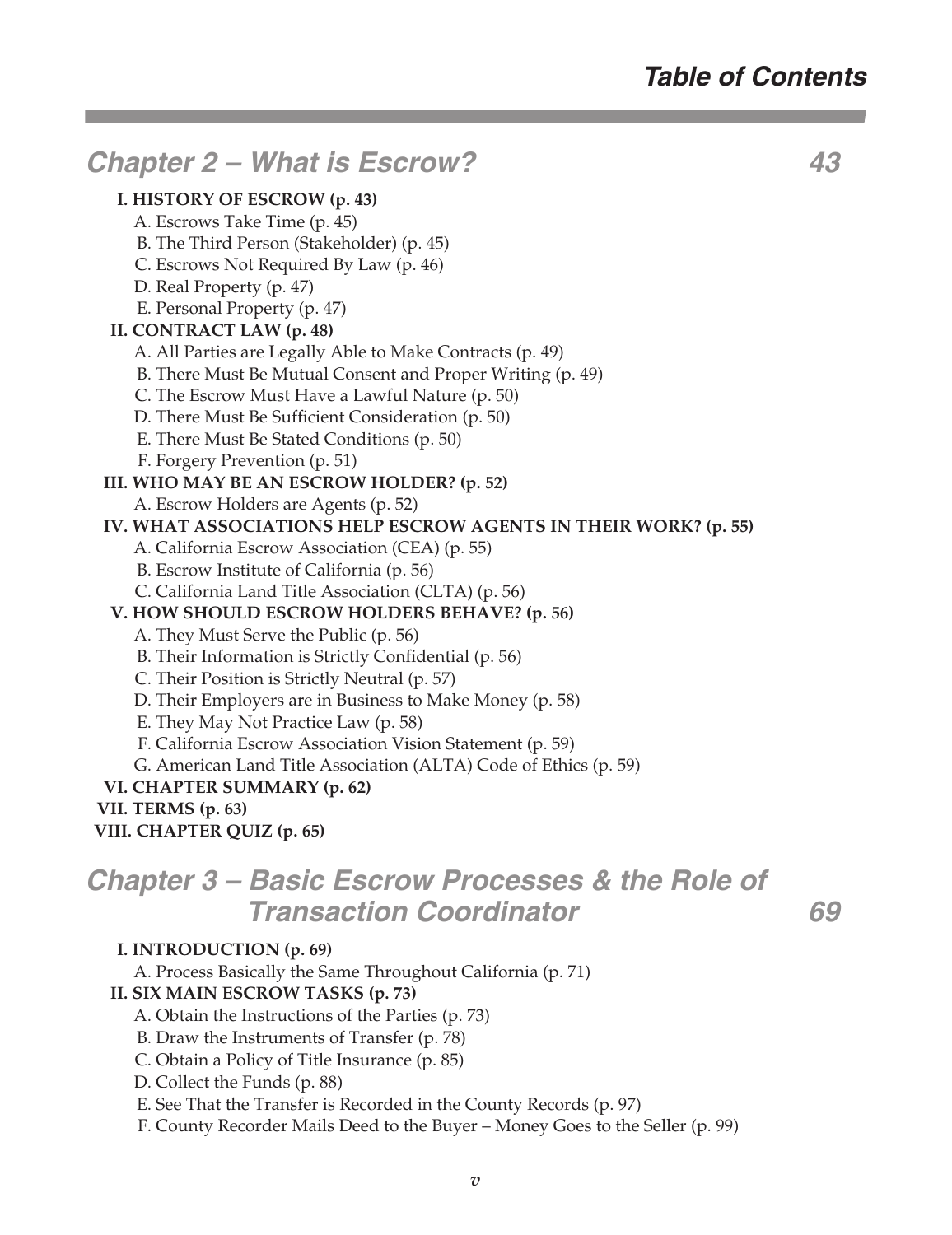# Table of Contents

## Chapter 2 – What is Escrow? 43

**I. HISTORY OF ESCROW (p. 43)**
- A. Escrows Take Time (p. 45)
- B. The Third Person (Stakeholder) (p. 45)
- C. Escrows Not Required By Law (p. 46)
- D. Real Property (p. 47)
- E. Personal Property (p. 47)

**II. CONTRACT LAW (p. 48)**
- A. All Parties are Legally Able to Make Contracts (p. 49)
- B. There Must Be Mutual Consent and Proper Writing (p. 49)
- C. The Escrow Must Have a Lawful Nature (p. 50)
- D. There Must Be Sufficient Consideration (p. 50)
- E. There Must Be Stated Conditions (p. 50)
- F. Forgery Prevention (p. 51)

**III. WHO MAY BE AN ESCROW HOLDER? (p. 52)**
- A. Escrow Holders are Agents (p. 52)

**IV. WHAT ASSOCIATIONS HELP ESCROW AGENTS IN THEIR WORK? (p. 55)**
- A. California Escrow Association (CEA) (p. 55)
- B. Escrow Institute of California (p. 56)
- C. California Land Title Association (CLTA) (p. 56)

**V. HOW SHOULD ESCROW HOLDERS BEHAVE? (p. 56)**
- A. They Must Serve the Public (p. 56)
- B. Their Information is Strictly Confidential (p. 56)
- C. Their Position is Strictly Neutral (p. 57)
- D. Their Employers are in Business to Make Money (p. 58)
- E. They May Not Practice Law (p. 58)
- F. California Escrow Association Vision Statement (p. 59)
- G. American Land Title Association (ALTA) Code of Ethics (p. 59)

**VI. CHAPTER SUMMARY (p. 62)**

**VII. TERMS (p. 63)**

**VIII. CHAPTER QUIZ (p. 65)**

## Chapter 3 – Basic Escrow Processes & the Role of Transaction Coordinator 69

**I. INTRODUCTION (p. 69)**
- A. Process Basically the Same Throughout California (p. 71)

**II. SIX MAIN ESCROW TASKS (p. 73)**
- A. Obtain the Instructions of the Parties (p. 73)
- B. Draw the Instruments of Transfer (p. 78)
- C. Obtain a Policy of Title Insurance (p. 85)
- D. Collect the Funds (p. 88)
- E. See That the Transfer is Recorded in the County Records (p. 97)
- F. County Recorder Mails Deed to the Buyer – Money Goes to the Seller (p. 99)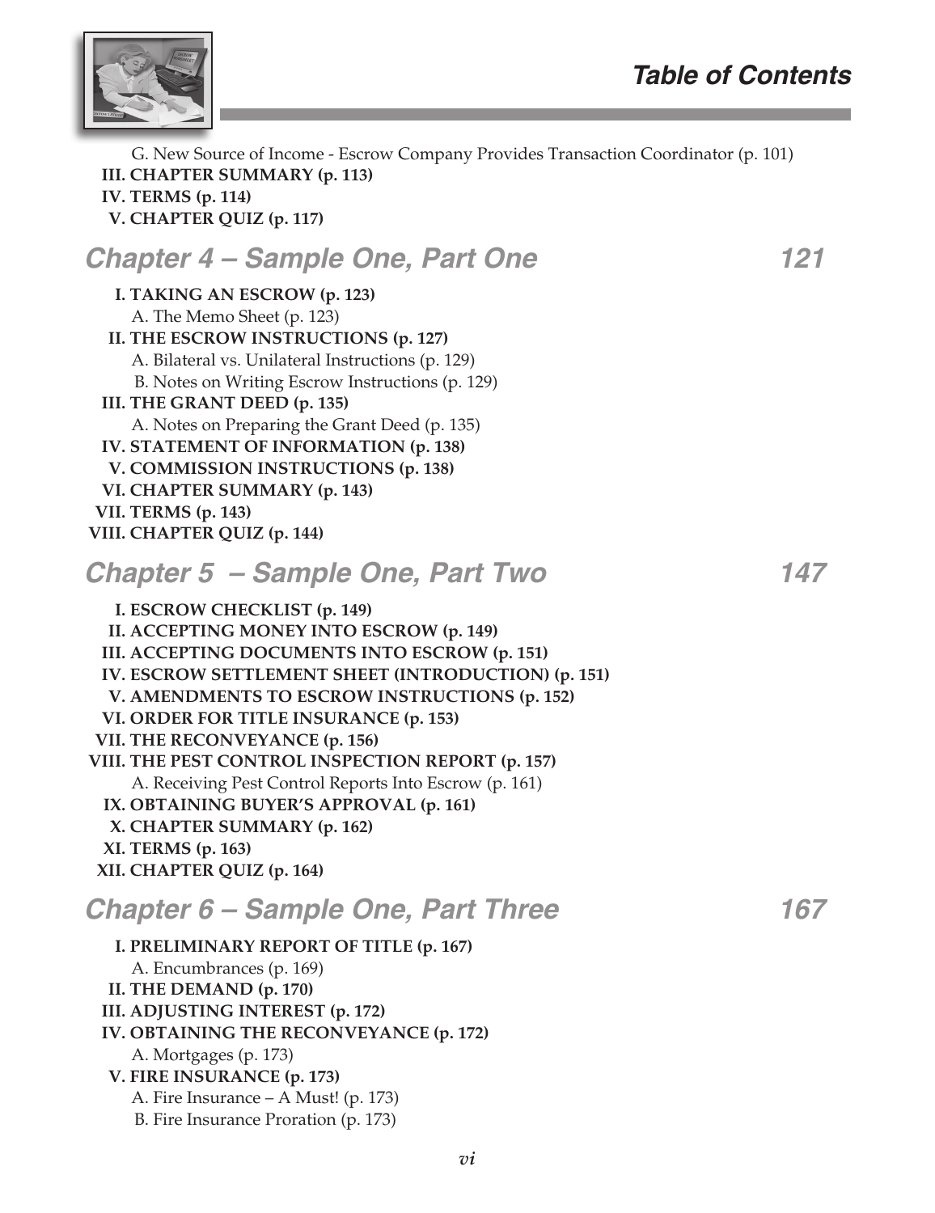G. New Source of Income - Escrow Company Provides Transaction Coordinator (p. 101)

**III. CHAPTER SUMMARY (p. 113)**
**IV. TERMS (p. 114)**
**V. CHAPTER QUIZ (p. 117)**

## *Chapter 4 – Sample One, Part One* 121

**I. TAKING AN ESCROW (p. 123)**
A. The Memo Sheet (p. 123)
**II. THE ESCROW INSTRUCTIONS (p. 127)**
A. Bilateral vs. Unilateral Instructions (p. 129)
B. Notes on Writing Escrow Instructions (p. 129)
**III. THE GRANT DEED (p. 135)**
A. Notes on Preparing the Grant Deed (p. 135)
**IV. STATEMENT OF INFORMATION (p. 138)**
**V. COMMISSION INSTRUCTIONS (p. 138)**
**VI. CHAPTER SUMMARY (p. 143)**
**VII. TERMS (p. 143)**
**VIII. CHAPTER QUIZ (p. 144)**

## *Chapter 5 – Sample One, Part Two* 147

**I. ESCROW CHECKLIST (p. 149)**
**II. ACCEPTING MONEY INTO ESCROW (p. 149)**
**III. ACCEPTING DOCUMENTS INTO ESCROW (p. 151)**
**IV. ESCROW SETTLEMENT SHEET (INTRODUCTION) (p. 151)**
**V. AMENDMENTS TO ESCROW INSTRUCTIONS (p. 152)**
**VI. ORDER FOR TITLE INSURANCE (p. 153)**
**VII. THE RECONVEYANCE (p. 156)**
**VIII. THE PEST CONTROL INSPECTION REPORT (p. 157)**
A. Receiving Pest Control Reports Into Escrow (p. 161)
**IX. OBTAINING BUYER'S APPROVAL (p. 161)**
**X. CHAPTER SUMMARY (p. 162)**
**XI. TERMS (p. 163)**
**XII. CHAPTER QUIZ (p. 164)**

## *Chapter 6 – Sample One, Part Three* 167

**I. PRELIMINARY REPORT OF TITLE (p. 167)**
A. Encumbrances (p. 169)
**II. THE DEMAND (p. 170)**
**III. ADJUSTING INTEREST (p. 172)**
**IV. OBTAINING THE RECONVEYANCE (p. 172)**
A. Mortgages (p. 173)
**V. FIRE INSURANCE (p. 173)**
A. Fire Insurance – A Must! (p. 173)
B. Fire Insurance Proration (p. 173)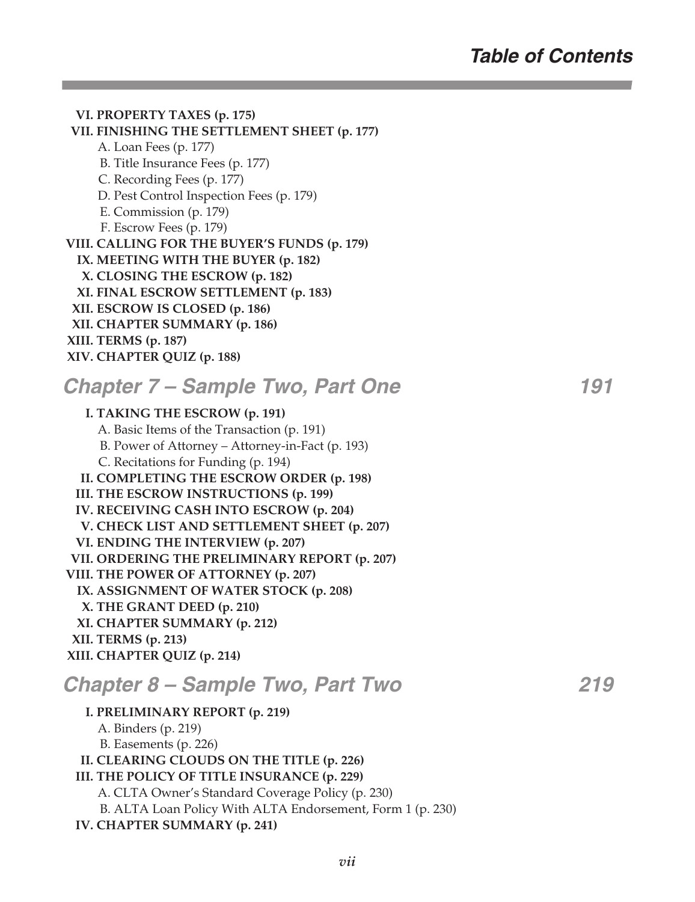**VI. PROPERTY TAXES (p. 175)**
**VII. FINISHING THE SETTLEMENT SHEET (p. 177)**
- A. Loan Fees (p. 177)
- B. Title Insurance Fees (p. 177)
- C. Recording Fees (p. 177)
- D. Pest Control Inspection Fees (p. 179)
- E. Commission (p. 179)
- F. Escrow Fees (p. 179)

**VIII. CALLING FOR THE BUYER'S FUNDS (p. 179)**
**IX. MEETING WITH THE BUYER (p. 182)**
**X. CLOSING THE ESCROW (p. 182)**
**XI. FINAL ESCROW SETTLEMENT (p. 183)**
**XII. ESCROW IS CLOSED (p. 186)**
**XII. CHAPTER SUMMARY (p. 186)**
**XIII. TERMS (p. 187)**
**XIV. CHAPTER QUIZ (p. 188)**

## Chapter 7 – Sample Two, Part One 191

**I. TAKING THE ESCROW (p. 191)**
- A. Basic Items of the Transaction (p. 191)
- B. Power of Attorney – Attorney-in-Fact (p. 193)
- C. Recitations for Funding (p. 194)

**II. COMPLETING THE ESCROW ORDER (p. 198)**
**III. THE ESCROW INSTRUCTIONS (p. 199)**
**IV. RECEIVING CASH INTO ESCROW (p. 204)**
**V. CHECK LIST AND SETTLEMENT SHEET (p. 207)**
**VI. ENDING THE INTERVIEW (p. 207)**
**VII. ORDERING THE PRELIMINARY REPORT (p. 207)**
**VIII. THE POWER OF ATTORNEY (p. 207)**
**IX. ASSIGNMENT OF WATER STOCK (p. 208)**
**X. THE GRANT DEED (p. 210)**
**XI. CHAPTER SUMMARY (p. 212)**
**XII. TERMS (p. 213)**
**XIII. CHAPTER QUIZ (p. 214)**

## Chapter 8 – Sample Two, Part Two 219

**I. PRELIMINARY REPORT (p. 219)**
- A. Binders (p. 219)
- B. Easements (p. 226)

**II. CLEARING CLOUDS ON THE TITLE (p. 226)**
**III. THE POLICY OF TITLE INSURANCE (p. 229)**
- A. CLTA Owner's Standard Coverage Policy (p. 230)
- B. ALTA Loan Policy With ALTA Endorsement, Form 1 (p. 230)

**IV. CHAPTER SUMMARY (p. 241)**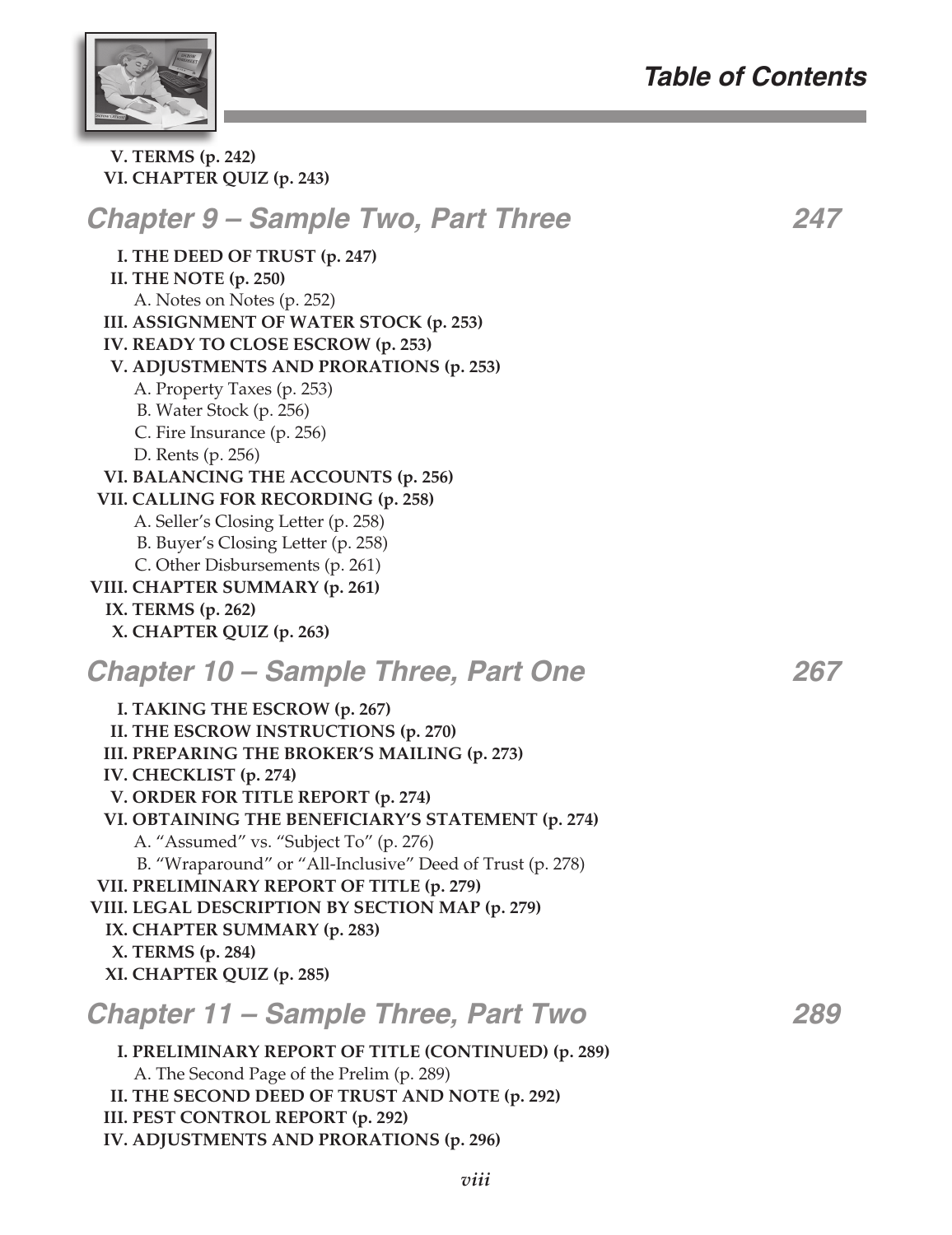V. TERMS (p. 242)
VI. CHAPTER QUIZ (p. 243)

## Chapter 9 – Sample Two, Part Three 247

I. THE DEED OF TRUST (p. 247)
II. THE NOTE (p. 250)
  A. Notes on Notes (p. 252)
III. ASSIGNMENT OF WATER STOCK (p. 253)
IV. READY TO CLOSE ESCROW (p. 253)
V. ADJUSTMENTS AND PRORATIONS (p. 253)
  A. Property Taxes (p. 253)
  B. Water Stock (p. 256)
  C. Fire Insurance (p. 256)
  D. Rents (p. 256)
VI. BALANCING THE ACCOUNTS (p. 256)
VII. CALLING FOR RECORDING (p. 258)
  A. Seller's Closing Letter (p. 258)
  B. Buyer's Closing Letter (p. 258)
  C. Other Disbursements (p. 261)
VIII. CHAPTER SUMMARY (p. 261)
IX. TERMS (p. 262)
X. CHAPTER QUIZ (p. 263)

## Chapter 10 – Sample Three, Part One 267

I. TAKING THE ESCROW (p. 267)
II. THE ESCROW INSTRUCTIONS (p. 270)
III. PREPARING THE BROKER'S MAILING (p. 273)
IV. CHECKLIST (p. 274)
V. ORDER FOR TITLE REPORT (p. 274)
VI. OBTAINING THE BENEFICIARY'S STATEMENT (p. 274)
  A. "Assumed" vs. "Subject To" (p. 276)
  B. "Wraparound" or "All-Inclusive" Deed of Trust (p. 278)
VII. PRELIMINARY REPORT OF TITLE (p. 279)
VIII. LEGAL DESCRIPTION BY SECTION MAP (p. 279)
IX. CHAPTER SUMMARY (p. 283)
X. TERMS (p. 284)
XI. CHAPTER QUIZ (p. 285)

## Chapter 11 – Sample Three, Part Two 289

I. PRELIMINARY REPORT OF TITLE (CONTINUED) (p. 289)
  A. The Second Page of the Prelim (p. 289)
II. THE SECOND DEED OF TRUST AND NOTE (p. 292)
III. PEST CONTROL REPORT (p. 292)
IV. ADJUSTMENTS AND PRORATIONS (p. 296)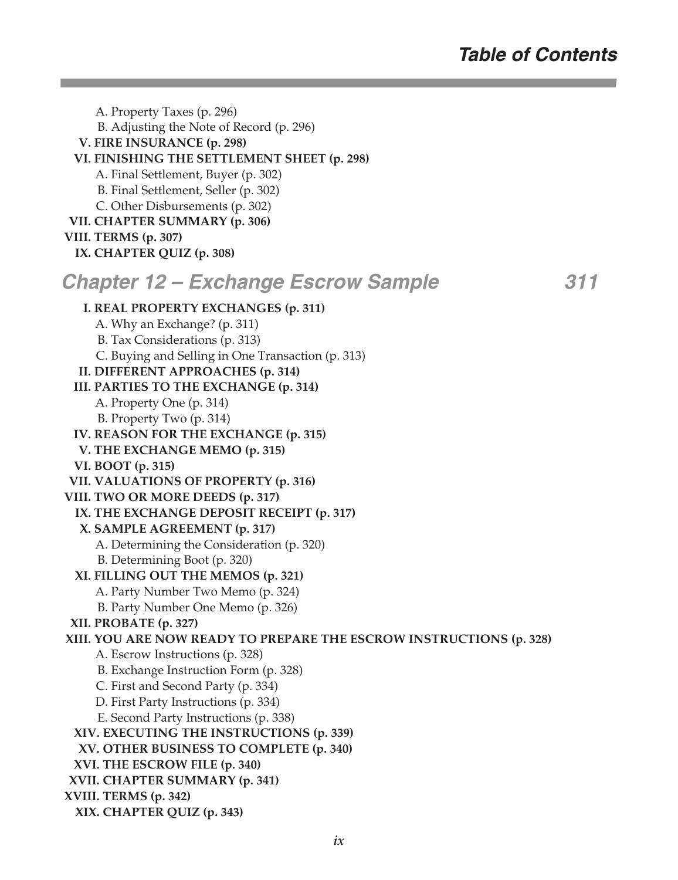A. Property Taxes (p. 296)
B. Adjusting the Note of Record (p. 296)

**V. FIRE INSURANCE (p. 298)**

**VI. FINISHING THE SETTLEMENT SHEET (p. 298)**

A. Final Settlement, Buyer (p. 302)
B. Final Settlement, Seller (p. 302)
C. Other Disbursements (p. 302)

**VII. CHAPTER SUMMARY (p. 306)**

**VIII. TERMS (p. 307)**

**IX. CHAPTER QUIZ (p. 308)**

## *Chapter 12 – Exchange Escrow Sample* 311

**I. REAL PROPERTY EXCHANGES (p. 311)**

A. Why an Exchange? (p. 311)
B. Tax Considerations (p. 313)
C. Buying and Selling in One Transaction (p. 313)

**II. DIFFERENT APPROACHES (p. 314)**

**III. PARTIES TO THE EXCHANGE (p. 314)**

A. Property One (p. 314)
B. Property Two (p. 314)

**IV. REASON FOR THE EXCHANGE (p. 315)**

**V. THE EXCHANGE MEMO (p. 315)**

**VI. BOOT (p. 315)**

**VII. VALUATIONS OF PROPERTY (p. 316)**

**VIII. TWO OR MORE DEEDS (p. 317)**

**IX. THE EXCHANGE DEPOSIT RECEIPT (p. 317)**

**X. SAMPLE AGREEMENT (p. 317)**

A. Determining the Consideration (p. 320)
B. Determining Boot (p. 320)

**XI. FILLING OUT THE MEMOS (p. 321)**

A. Party Number Two Memo (p. 324)
B. Party Number One Memo (p. 326)

**XII. PROBATE (p. 327)**

**XIII. YOU ARE NOW READY TO PREPARE THE ESCROW INSTRUCTIONS (p. 328)**

A. Escrow Instructions (p. 328)
B. Exchange Instruction Form (p. 328)
C. First and Second Party (p. 334)
D. First Party Instructions (p. 334)
E. Second Party Instructions (p. 338)

**XIV. EXECUTING THE INSTRUCTIONS (p. 339)**

**XV. OTHER BUSINESS TO COMPLETE (p. 340)**

**XVI. THE ESCROW FILE (p. 340)**

**XVII. CHAPTER SUMMARY (p. 341)**

**XVIII. TERMS (p. 342)**

**XIX. CHAPTER QUIZ (p. 343)**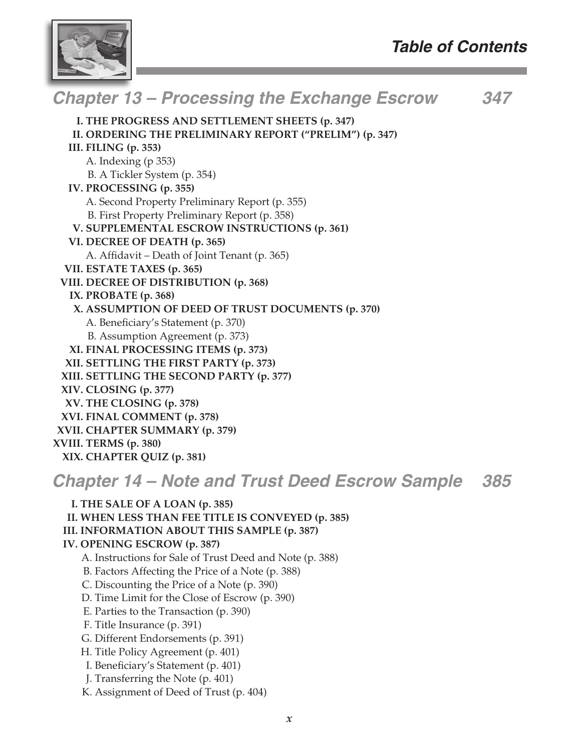# Table of Contents

## Chapter 13 – Processing the Exchange Escrow 347

**I. THE PROGRESS AND SETTLEMENT SHEETS (p. 347)**
**II. ORDERING THE PRELIMINARY REPORT ("PRELIM") (p. 347)**
**III. FILING (p. 353)**
- A. Indexing (p 353)
- B. A Tickler System (p. 354)

**IV. PROCESSING (p. 355)**
- A. Second Property Preliminary Report (p. 355)
- B. First Property Preliminary Report (p. 358)

**V. SUPPLEMENTAL ESCROW INSTRUCTIONS (p. 361)**
**VI. DECREE OF DEATH (p. 365)**
- A. Affidavit – Death of Joint Tenant (p. 365)

**VII. ESTATE TAXES (p. 365)**
**VIII. DECREE OF DISTRIBUTION (p. 368)**
**IX. PROBATE (p. 368)**
**X. ASSUMPTION OF DEED OF TRUST DOCUMENTS (p. 370)**
- A. Beneficiary's Statement (p. 370)
- B. Assumption Agreement (p. 373)

**XI. FINAL PROCESSING ITEMS (p. 373)**
**XII. SETTLING THE FIRST PARTY (p. 373)**
**XIII. SETTLING THE SECOND PARTY (p. 377)**
**XIV. CLOSING (p. 377)**
**XV. THE CLOSING (p. 378)**
**XVI. FINAL COMMENT (p. 378)**
**XVII. CHAPTER SUMMARY (p. 379)**
**XVIII. TERMS (p. 380)**
**XIX. CHAPTER QUIZ (p. 381)**

## Chapter 14 – Note and Trust Deed Escrow Sample 385

**I. THE SALE OF A LOAN (p. 385)**
**II. WHEN LESS THAN FEE TITLE IS CONVEYED (p. 385)**
**III. INFORMATION ABOUT THIS SAMPLE (p. 387)**
**IV. OPENING ESCROW (p. 387)**
- A. Instructions for Sale of Trust Deed and Note (p. 388)
- B. Factors Affecting the Price of a Note (p. 388)
- C. Discounting the Price of a Note (p. 390)
- D. Time Limit for the Close of Escrow (p. 390)
- E. Parties to the Transaction (p. 390)
- F. Title Insurance (p. 391)
- G. Different Endorsements (p. 391)
- H. Title Policy Agreement (p. 401)
- I. Beneficiary's Statement (p. 401)
- J. Transferring the Note (p. 401)
- K. Assignment of Deed of Trust (p. 404)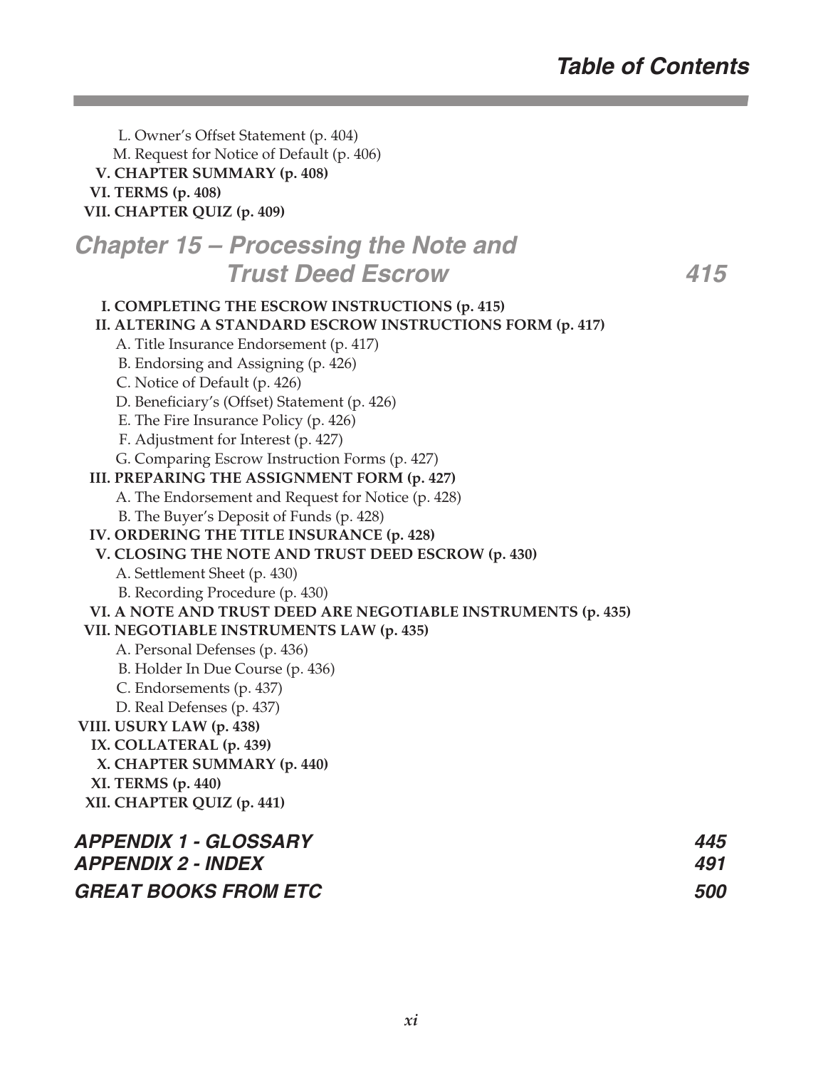L. Owner's Offset Statement (p. 404)
M. Request for Notice of Default (p. 406)
**V. CHAPTER SUMMARY (p. 408)**
**VI. TERMS (p. 408)**
**VII. CHAPTER QUIZ (p. 409)**

## Chapter 15 – Processing the Note and Trust Deed Escrow 415

**I. COMPLETING THE ESCROW INSTRUCTIONS (p. 415)**
**II. ALTERING A STANDARD ESCROW INSTRUCTIONS FORM (p. 417)**
A. Title Insurance Endorsement (p. 417)
B. Endorsing and Assigning (p. 426)
C. Notice of Default (p. 426)
D. Beneficiary's (Offset) Statement (p. 426)
E. The Fire Insurance Policy (p. 426)
F. Adjustment for Interest (p. 427)
G. Comparing Escrow Instruction Forms (p. 427)
**III. PREPARING THE ASSIGNMENT FORM (p. 427)**
A. The Endorsement and Request for Notice (p. 428)
B. The Buyer's Deposit of Funds (p. 428)
**IV. ORDERING THE TITLE INSURANCE (p. 428)**
**V. CLOSING THE NOTE AND TRUST DEED ESCROW (p. 430)**
A. Settlement Sheet (p. 430)
B. Recording Procedure (p. 430)
**VI. A NOTE AND TRUST DEED ARE NEGOTIABLE INSTRUMENTS (p. 435)**
**VII. NEGOTIABLE INSTRUMENTS LAW (p. 435)**
A. Personal Defenses (p. 436)
B. Holder In Due Course (p. 436)
C. Endorsements (p. 437)
D. Real Defenses (p. 437)
**VIII. USURY LAW (p. 438)**
**IX. COLLATERAL (p. 439)**
**X. CHAPTER SUMMARY (p. 440)**
**XI. TERMS (p. 440)**
**XII. CHAPTER QUIZ (p. 441)**

## APPENDIX 1 - GLOSSARY 445

## APPENDIX 2 - INDEX 491

## GREAT BOOKS FROM ETC 500